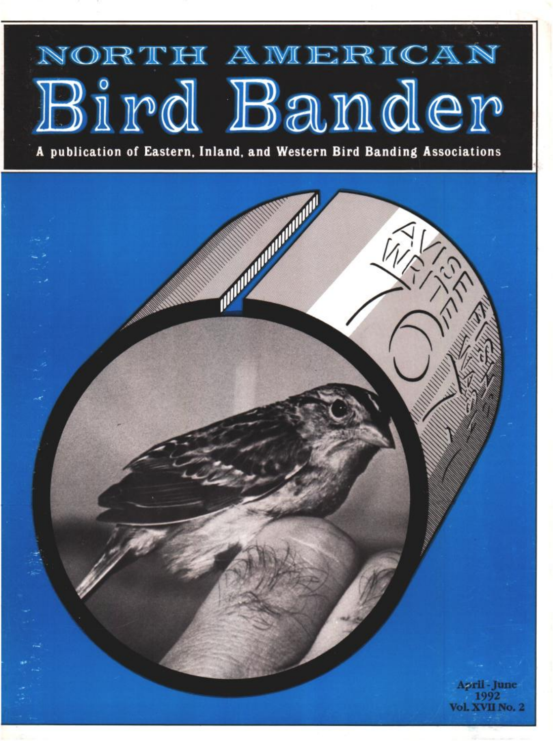# NORTH AMERICAN
# Bird Bander

**A publication of Eastern, Inland, and Western Bird Banding Associations**

**April - June 1992**
**Vol. XVII No. 2**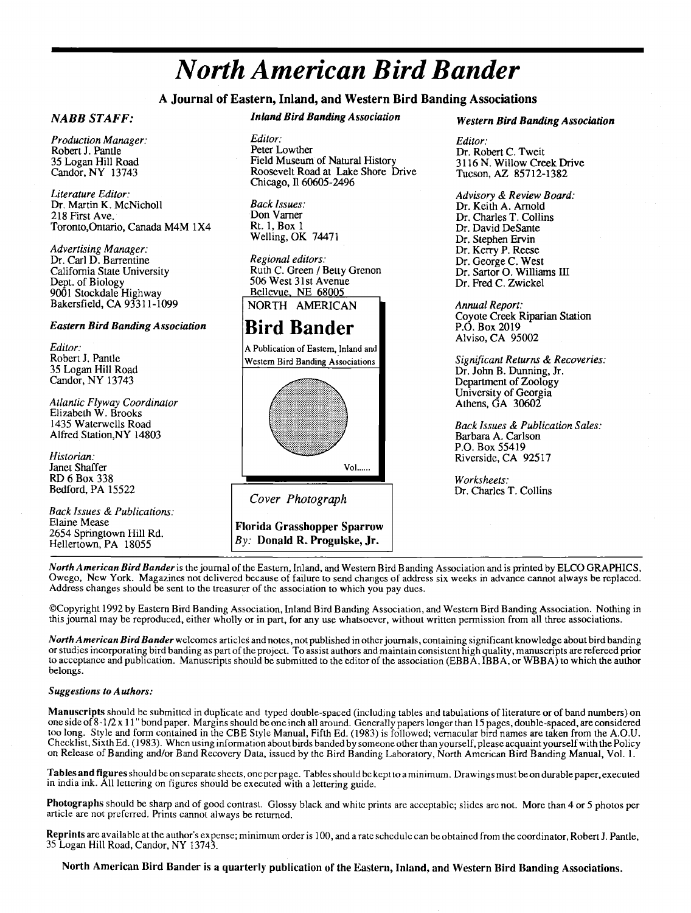# North American Bird Bander

**A Journal of Eastern, Inland, and Western Bird Banding Associations**

### *NABB STAFF:*

*Production Manager:*
Robert J. Pantle
35 Logan Hill Road
Candor, NY 13743

*Literature Editor:*
Dr. Martin K. McNicholl
218 First Ave.
Toronto,Ontario, Canada M4M 1X4

*Advertising Manager:*
Dr. Carl D. Barrentine
California State University
Dept. of Biology
9001 Stockdale Highway
Bakersfield, CA 93311-1099

### *Eastern Bird Banding Association*

*Editor:*
Robert J. Pantle
35 Logan Hill Road
Candor, NY 13743

*Atlantic Flyway Coordinator*
Elizabeth W. Brooks
1435 Waterwells Road
Alfred Station,NY 14803

*Historian:*
Janet Shaffer
RD 6 Box 338
Bedford, PA 15522

*Back Issues & Publications:*
Elaine Mease
2654 Springtown Hill Rd.
Hellertown, PA 18055

### *Inland Bird Banding Association*

*Editor:*
Peter Lowther
Field Museum of Natural History
Roosevelt Road at Lake Shore Drive
Chicago, Il 60605-2496

*Back Issues:*
Don Varner
Rt. 1, Box 1
Welling, OK 74471

*Regional editors:*
Ruth C. Green / Betty Grenon
506 West 31st Avenue
Bellevue, NE 68005

NORTH AMERICAN
**Bird Bander**
A Publication of Eastern, Inland and Western Bird Banding Associations

Vol......

*Cover Photograph*

**Florida Grasshopper Sparrow**
*By:* **Donald R. Progulske, Jr.**

### *Western Bird Banding Association*

*Editor:*
Dr. Robert C. Tweit
3116 N. Willow Creek Drive
Tucson, AZ 85712-1382

*Advisory & Review Board:*
Dr. Keith A. Arnold
Dr. Charles T. Collins
Dr. David DeSante
Dr. Stephen Ervin
Dr. Kerry P. Reese
Dr. George C. West
Dr. Sartor O. Williams III
Dr. Fred C. Zwickel

*Annual Report:*
Coyote Creek Riparian Station
P.O. Box 2019
Alviso, CA 95002

*Significant Returns & Recoveries:*
Dr. John B. Dunning, Jr.
Department of Zoology
University of Georgia
Athens, GA 30602

*Back Issues & Publication Sales:*
Barbara A. Carlson
P.O. Box 55419
Riverside, CA 92517

*Worksheets:*
Dr. Charles T. Collins

---

***North American Bird Bander*** is the journal of the Eastern, Inland, and Western Bird Banding Association and is printed by ELCO GRAPHICS, Owego, New York. Magazines not delivered because of failure to send changes of address six weeks in advance cannot always be replaced. Address changes should be sent to the treasurer of the association to which you pay dues.

©Copyright 1992 by Eastern Bird Banding Association, Inland Bird Banding Association, and Western Bird Banding Association. Nothing in this journal may be reproduced, either wholly or in part, for any use whatsoever, without written permission from all three associations.

***North American Bird Bander*** welcomes articles and notes, not published in other journals, containing significant knowledge about bird banding or studies incorporating bird banding as part of the project. To assist authors and maintain consistent high quality, manuscripts are refereed prior to acceptance and publication. Manuscripts should be submitted to the editor of the association (EBBA, IBBA, or WBBA) to which the author belongs.

### *Suggestions to Authors:*

**Manuscripts** should be submitted in duplicate and typed double-spaced (including tables and tabulations of literature or of band numbers) on one side of 8-1/2 x 11" bond paper. Margins should be one inch all around. Generally papers longer than 15 pages, double-spaced, are considered too long. Style and form contained in the CBE Style Manual, Fifth Ed. (1983) is followed; vernacular bird names are taken from the A.O.U. Checklist, Sixth Ed. (1983). When using information about birds banded by someone other than yourself, please acquaint yourself with the Policy on Release of Banding and/or Band Recovery Data, issued by the Bird Banding Laboratory, North American Bird Banding Manual, Vol. 1.

**Tables and figures** should be on separate sheets, one per page. Tables should be kept to a minimum. Drawings must be on durable paper, executed in india ink. All lettering on figures should be executed with a lettering guide.

**Photographs** should be sharp and of good contrast. Glossy black and white prints are acceptable; slides are not. More than 4 or 5 photos per article are not preferred. Prints cannot always be returned.

**Reprints** are available at the author's expense; minimum order is 100, and a rate schedule can be obtained from the coordinator, Robert J. Pantle, 35 Logan Hill Road, Candor, NY 13743.

**North American Bird Bander is a quarterly publication of the Eastern, Inland, and Western Bird Banding Associations.**